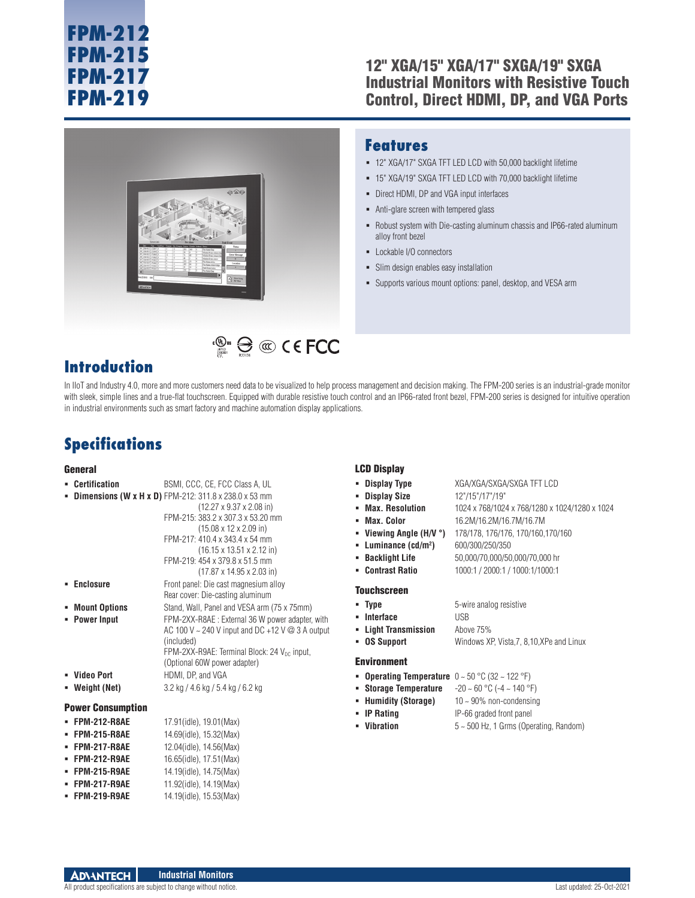# FPM-212
# FPM-215
# FPM-217
# FPM-219

## 12" XGA/15" XGA/17" SXGA/19" SXGA Industrial Monitors with Resistive Touch Control, Direct HDMI, DP, and VGA Ports

## Features

- 12" XGA/17" SXGA TFT LED LCD with 50,000 backlight lifetime
- 15" XGA/19" SXGA TFT LED LCD with 70,000 backlight lifetime
- Direct HDMI, DP and VGA input interfaces
- Anti-glare screen with tempered glass
- Robust system with Die-casting aluminum chassis and IP66-rated aluminum alloy front bezel
- Lockable I/O connectors
- Slim design enables easy installation
- Supports various mount options: panel, desktop, and VESA arm

## Introduction

In IIoT and Industry 4.0, more and more customers need data to be visualized to help process management and decision making. The FPM-200 series is an industrial-grade monitor with sleek, simple lines and a true-flat touchscreen. Equipped with durable resistive touch control and an IP66-rated front bezel, FPM-200 series is designed for intuitive operation in industrial environments such as smart factory and machine automation display applications.

## Specifications

### General

- **Certification** BSMI, CCC, CE, FCC Class A, UL
- **Dimensions (W x H x D)**
  - FPM-212: 311.8 x 238.0 x 53 mm (12.27 x 9.37 x 2.08 in)
  - FPM-215: 383.2 x 307.3 x 53.20 mm (15.08 x 12 x 2.09 in)
  - FPM-217: 410.4 x 343.4 x 54 mm (16.15 x 13.51 x 2.12 in)
  - FPM-219: 454 x 379.8 x 51.5 mm (17.87 x 14.95 x 2.03 in)
- **Enclosure** Front panel: Die cast magnesium alloy; Rear cover: Die-casting aluminum
- **Mount Options** Stand, Wall, Panel and VESA arm (75 x 75mm)
- **Power Input**
  - FPM-2XX-R8AE : External 36 W power adapter, with AC 100 V ~ 240 V input and DC +12 V @ 3 A output (included)
  - FPM-2XX-R9AE: Terminal Block: 24 $V_{DC}$ input, (Optional 60W power adapter)
- **Video Port** HDMI, DP, and VGA
- **Weight (Net)** 3.2 kg / 4.6 kg / 5.4 kg / 6.2 kg

### Power Consumption

- **FPM-212-R8AE** 17.91(idle), 19.01(Max)
- **FPM-215-R8AE** 14.69(idle), 15.32(Max)
- **FPM-217-R8AE** 12.04(idle), 14.56(Max)
- **FPM-212-R9AE** 16.65(idle), 17.51(Max)
- **FPM-215-R9AE** 14.19(idle), 14.75(Max)
- **FPM-217-R9AE** 11.92(idle), 14.19(Max)
- **FPM-219-R9AE** 14.19(idle), 15.53(Max)

### LCD Display

- **Display Type** XGA/XGA/SXGA/SXGA TFT LCD
- **Display Size** 12"/15"/17"/19"
- **Max. Resolution** 1024 x 768/1024 x 768/1280 x 1024/1280 x 1024
- **Max. Color** 16.2M/16.2M/16.7M/16.7M
- **Viewing Angle (H/V °)** 178/178, 176/176, 170/160,170/160
- **Luminance (cd/m²)** 600/300/250/350
- **Backlight Life** 50,000/70,000/50,000/70,000 hr
- **Contrast Ratio** 1000:1 / 2000:1 / 1000:1/1000:1

### Touchscreen

- **Type** 5-wire analog resistive
- **Interface** USB
- **Light Transmission** Above 75%
- **OS Support** Windows XP, Vista,7, 8,10,XPe and Linux

### Environment

- **Operating Temperature** 0 ~ 50 °C (32 ~ 122 °F)
- **Storage Temperature** -20 ~ 60 °C (-4 ~ 140 °F)
- **Humidity (Storage)** 10 ~ 90% non-condensing
- **IP Rating** IP-66 graded front panel
- **Vibration** 5 ~ 500 Hz, 1 Grms (Operating, Random)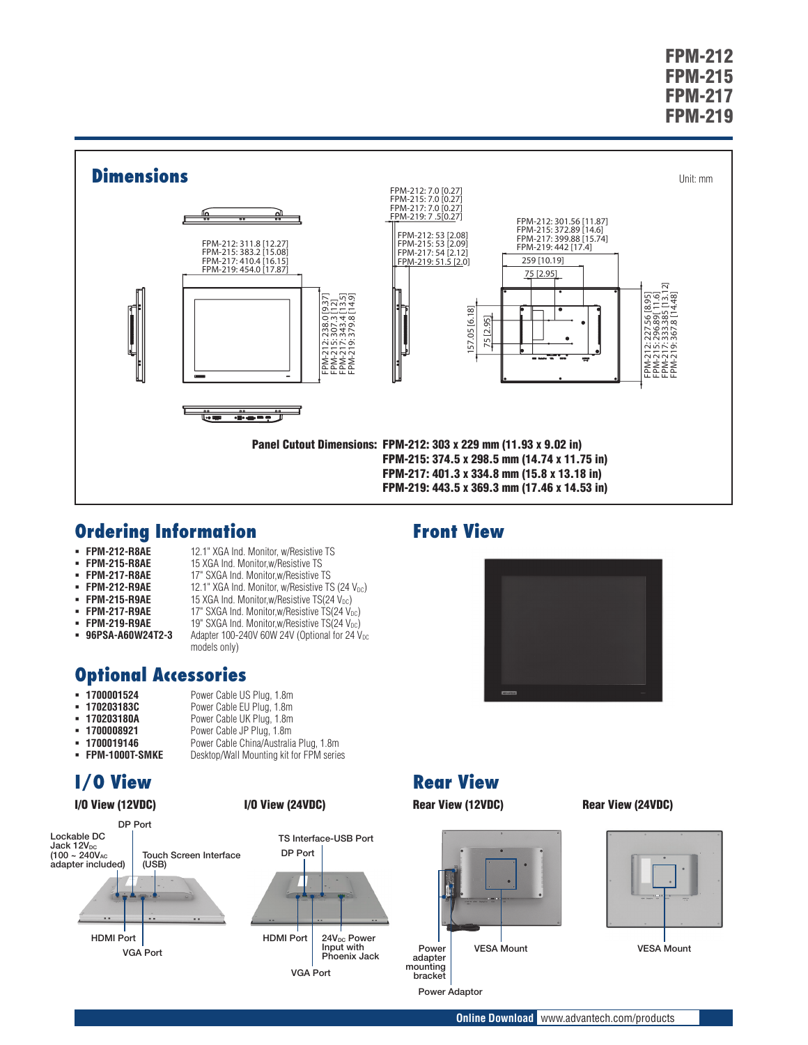# FPM-212
# FPM-215
# FPM-217
# FPM-219

## Dimensions

Unit: mm

FPM-212: 7.0 [0.27]
FPM-215: 7.0 [0.27]
FPM-217: 7.0 [0.27]
FPM-219: 7 .5[0.27]

FPM-212: 301.56 [11.87]
FPM-215: 372.89 [14.6]
FPM-217: 399.88 [15.74]
FPM-219: 442 [17.4]

FPM-212: 311.8 [12.27]
FPM-215: 383.2 [15.08]
FPM-217: 410.4 [16.15]
FPM-219: 454.0 [17.87]

FPM-212: 53 [2.08]
FPM-215: 53 [2.09]
FPM-217: 54 [2.12]
FPM-219: 51.5 [2.0]

259 [10.19]
75 [2.95]

FPM-212: 238.0 [9.37]
FPM-215: 307.3 [12]
FPM-217: 343.4 [13.5]
FPM-219: 379.8 [14.9]

157.05 [6.18]
75 [2.95]

FPM-212: 227.56 [8.95]
FPM-215: 296.89[ 11.6]
FPM-217: 333.385 [13.12]
FPM-219: 367.8 [14.48]

**Panel Cutout Dimensions:** **FPM-212: 303 x 229 mm (11.93 x 9.02 in)**
**FPM-215: 374.5 x 298.5 mm (14.74 x 11.75 in)**
**FPM-217: 401.3 x 334.8 mm (15.8 x 13.18 in)**
**FPM-219: 443.5 x 369.3 mm (17.46 x 14.53 in)**

## Ordering Information

- **FPM-212-R8AE** 12.1" XGA Ind. Monitor, w/Resistive TS
- **FPM-215-R8AE** 15 XGA Ind. Monitor,w/Resistive TS
- **FPM-217-R8AE** 17" SXGA Ind. Monitor,w/Resistive TS
- **FPM-212-R9AE** 12.1" XGA Ind. Monitor, w/Resistive TS (24 $V_{DC}$)
- **FPM-215-R9AE** 15 XGA Ind. Monitor,w/Resistive TS(24 $V_{DC}$)
- **FPM-217-R9AE** 17" SXGA Ind. Monitor,w/Resistive TS(24 $V_{DC}$)
- **FPM-219-R9AE** 19" SXGA Ind. Monitor,w/Resistive TS(24 $V_{DC}$)
- **96PSA-A60W24T2-3** Adapter 100-240V 60W 24V (Optional for 24 $V_{DC}$ models only)

## Optional Accessories

- **1700001524** Power Cable US Plug, 1.8m
- **170203183C** Power Cable EU Plug, 1.8m
- **170203180A** Power Cable UK Plug, 1.8m
- **1700008921** Power Cable JP Plug, 1.8m
- **1700019146** Power Cable China/Australia Plug, 1.8m
- **FPM-1000T-SMKE** Desktop/Wall Mounting kit for FPM series

## Front View

## I/O View

**I/O View (12VDC)**

DP Port
Lockable DC Jack 12$V_{DC}$ (100 ~ 240$V_{AC}$ adapter included)
Touch Screen Interface (USB)
HDMI Port
VGA Port

**I/O View (24VDC)**

TS Interface-USB Port
DP Port
HDMI Port
24$V_{DC}$ Power Input with Phoenix Jack
VGA Port

## Rear View

**Rear View (12VDC)**

Power adapter mounting bracket
VESA Mount
Power Adaptor

**Rear View (24VDC)**

VESA Mount

**Online Download** www.advantech.com/products